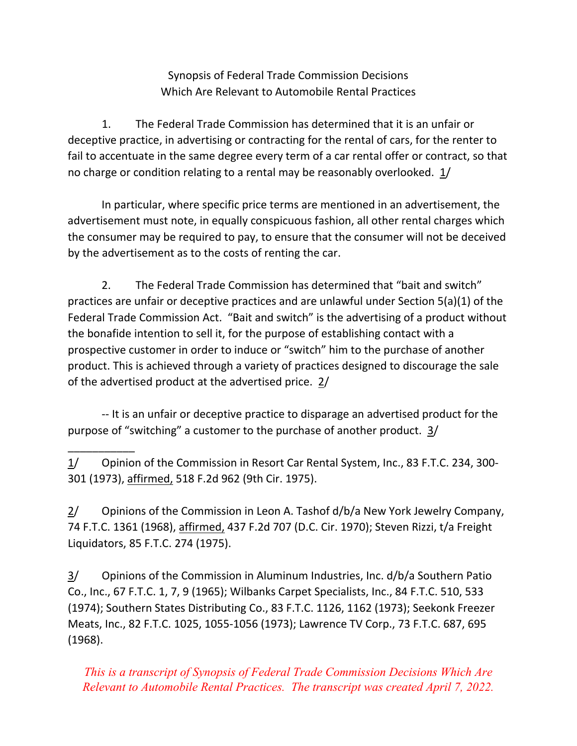Synopsis of Federal Trade Commission Decisions
Which Are Relevant to Automobile Rental Practices

1. The Federal Trade Commission has determined that it is an unfair or deceptive practice, in advertising or contracting for the rental of cars, for the renter to fail to accentuate in the same degree every term of a car rental offer or contract, so that no charge or condition relating to a rental may be reasonably overlooked. 1/

In particular, where specific price terms are mentioned in an advertisement, the advertisement must note, in equally conspicuous fashion, all other rental charges which the consumer may be required to pay, to ensure that the consumer will not be deceived by the advertisement as to the costs of renting the car.

2. The Federal Trade Commission has determined that "bait and switch" practices are unfair or deceptive practices and are unlawful under Section 5(a)(1) of the Federal Trade Commission Act. "Bait and switch" is the advertising of a product without the bonafide intention to sell it, for the purpose of establishing contact with a prospective customer in order to induce or "switch" him to the purchase of another product. This is achieved through a variety of practices designed to discourage the sale of the advertised product at the advertised price. 2/

-- It is an unfair or deceptive practice to disparage an advertised product for the purpose of "switching" a customer to the purchase of another product. 3/

---

1/ Opinion of the Commission in Resort Car Rental System, Inc., 83 F.T.C. 234, 300-301 (1973), affirmed, 518 F.2d 962 (9th Cir. 1975).

2/ Opinions of the Commission in Leon A. Tashof d/b/a New York Jewelry Company, 74 F.T.C. 1361 (1968), affirmed, 437 F.2d 707 (D.C. Cir. 1970); Steven Rizzi, t/a Freight Liquidators, 85 F.T.C. 274 (1975).

3/ Opinions of the Commission in Aluminum Industries, Inc. d/b/a Southern Patio Co., Inc., 67 F.T.C. 1, 7, 9 (1965); Wilbanks Carpet Specialists, Inc., 84 F.T.C. 510, 533 (1974); Southern States Distributing Co., 83 F.T.C. 1126, 1162 (1973); Seekonk Freezer Meats, Inc., 82 F.T.C. 1025, 1055-1056 (1973); Lawrence TV Corp., 73 F.T.C. 687, 695 (1968).

*This is a transcript of Synopsis of Federal Trade Commission Decisions Which Are Relevant to Automobile Rental Practices. The transcript was created April 7, 2022.*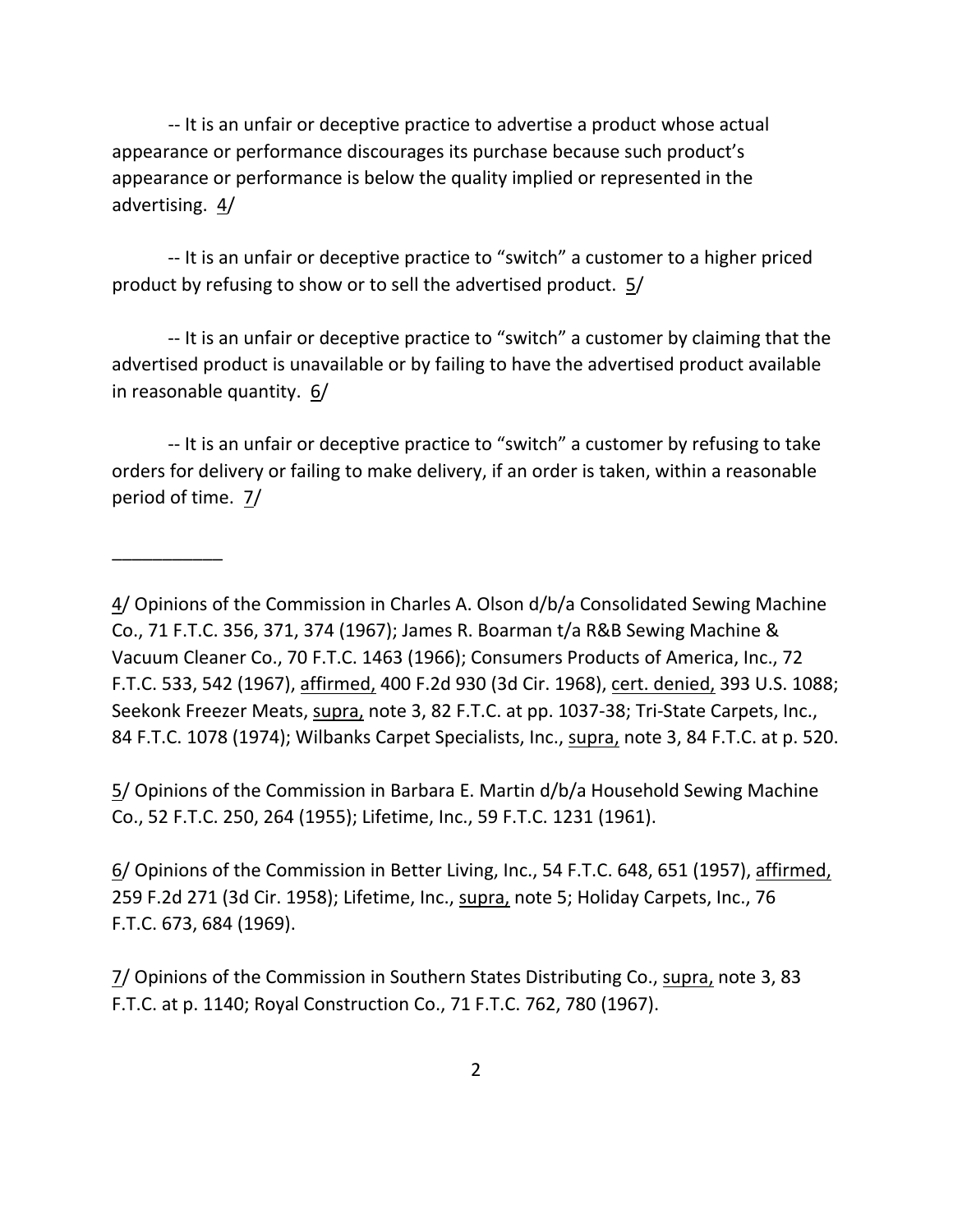-- It is an unfair or deceptive practice to advertise a product whose actual appearance or performance discourages its purchase because such product's appearance or performance is below the quality implied or represented in the advertising. 4/

-- It is an unfair or deceptive practice to "switch" a customer to a higher priced product by refusing to show or to sell the advertised product. 5/

-- It is an unfair or deceptive practice to "switch" a customer by claiming that the advertised product is unavailable or by failing to have the advertised product available in reasonable quantity. 6/

-- It is an unfair or deceptive practice to "switch" a customer by refusing to take orders for delivery or failing to make delivery, if an order is taken, within a reasonable period of time. 7/

___________

4/ Opinions of the Commission in Charles A. Olson d/b/a Consolidated Sewing Machine Co., 71 F.T.C. 356, 371, 374 (1967); James R. Boarman t/a R&B Sewing Machine & Vacuum Cleaner Co., 70 F.T.C. 1463 (1966); Consumers Products of America, Inc., 72 F.T.C. 533, 542 (1967), affirmed, 400 F.2d 930 (3d Cir. 1968), cert. denied, 393 U.S. 1088; Seekonk Freezer Meats, supra, note 3, 82 F.T.C. at pp. 1037-38; Tri-State Carpets, Inc., 84 F.T.C. 1078 (1974); Wilbanks Carpet Specialists, Inc., supra, note 3, 84 F.T.C. at p. 520.

5/ Opinions of the Commission in Barbara E. Martin d/b/a Household Sewing Machine Co., 52 F.T.C. 250, 264 (1955); Lifetime, Inc., 59 F.T.C. 1231 (1961).

6/ Opinions of the Commission in Better Living, Inc., 54 F.T.C. 648, 651 (1957), affirmed, 259 F.2d 271 (3d Cir. 1958); Lifetime, Inc., supra, note 5; Holiday Carpets, Inc., 76 F.T.C. 673, 684 (1969).

7/ Opinions of the Commission in Southern States Distributing Co., supra, note 3, 83 F.T.C. at p. 1140; Royal Construction Co., 71 F.T.C. 762, 780 (1967).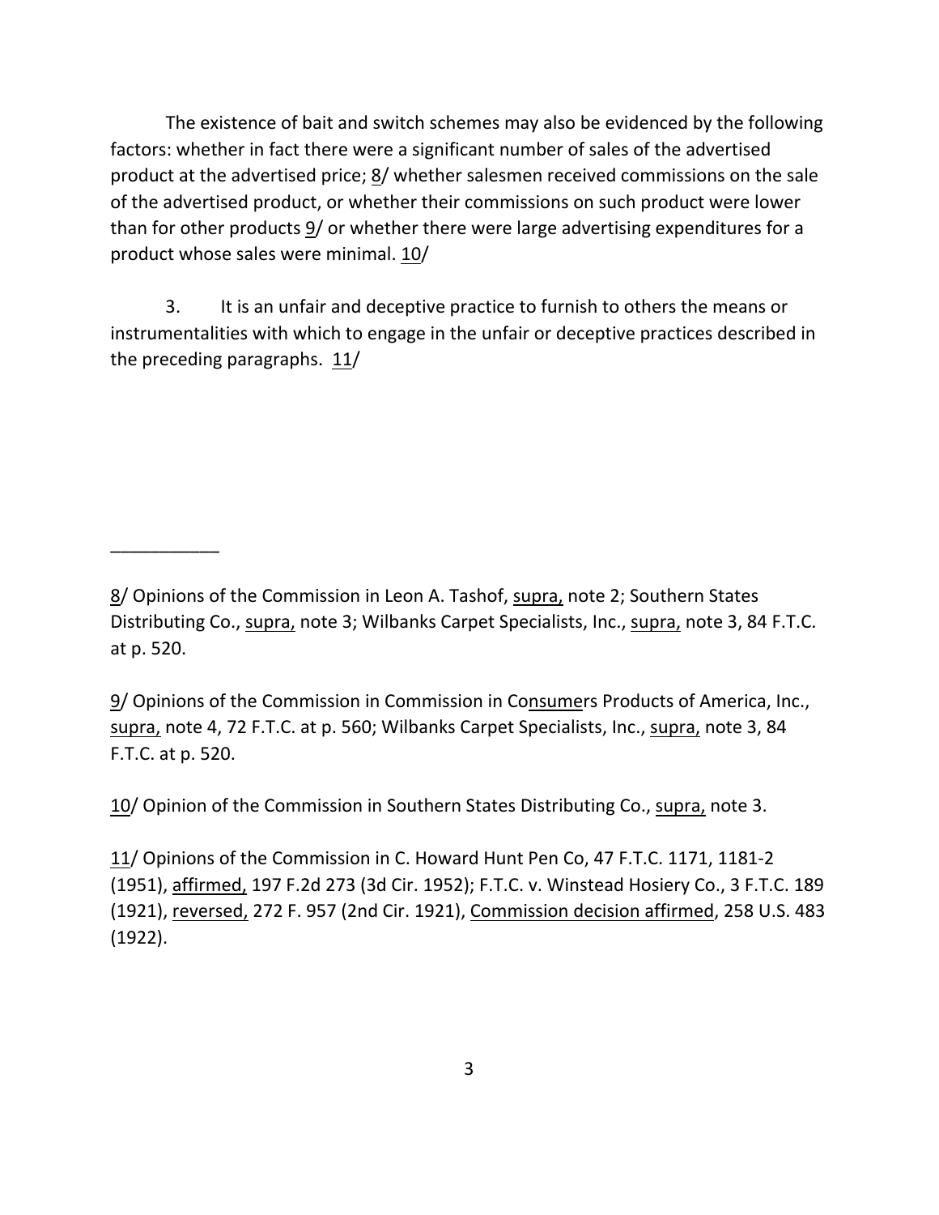The existence of bait and switch schemes may also be evidenced by the following factors: whether in fact there were a significant number of sales of the advertised product at the advertised price; 8/ whether salesmen received commissions on the sale of the advertised product, or whether their commissions on such product were lower than for other products 9/ or whether there were large advertising expenditures for a product whose sales were minimal. 10/

3. It is an unfair and deceptive practice to furnish to others the means or instrumentalities with which to engage in the unfair or deceptive practices described in the preceding paragraphs. 11/

___________

8/ Opinions of the Commission in Leon A. Tashof, supra, note 2; Southern States Distributing Co., supra, note 3; Wilbanks Carpet Specialists, Inc., supra, note 3, 84 F.T.C. at p. 520.

9/ Opinions of the Commission in Commission in Consumers Products of America, Inc., supra, note 4, 72 F.T.C. at p. 560; Wilbanks Carpet Specialists, Inc., supra, note 3, 84 F.T.C. at p. 520.

10/ Opinion of the Commission in Southern States Distributing Co., supra, note 3.

11/ Opinions of the Commission in C. Howard Hunt Pen Co, 47 F.T.C. 1171, 1181-2 (1951), affirmed, 197 F.2d 273 (3d Cir. 1952); F.T.C. v. Winstead Hosiery Co., 3 F.T.C. 189 (1921), reversed, 272 F. 957 (2nd Cir. 1921), Commission decision affirmed, 258 U.S. 483 (1922).